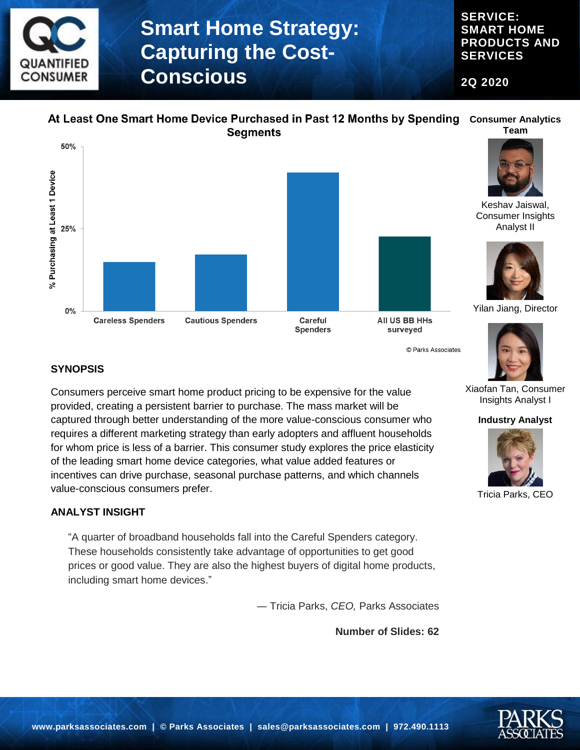# Smart Home Strategy: Capturing the Cost-Conscious

**SERVICE: SMART HOME PRODUCTS AND SERVICES**

**2Q 2020**

**At Least One Smart Home Device Purchased in Past 12 Months by Spending Segments**

% Purchasing at Least 1 Device

50%

25%

0%

Careless Spenders | Cautious Spenders | Careful Spenders | All US BB HHs surveyed

© Parks Associates

**Consumer Analytics Team**

Keshav Jaiswal, Consumer Insights Analyst II

Yilan Jiang, Director

Xiaofan Tan, Consumer Insights Analyst I

**Industry Analyst**

Tricia Parks, CEO

## SYNOPSIS

Consumers perceive smart home product pricing to be expensive for the value provided, creating a persistent barrier to purchase. The mass market will be captured through better understanding of the more value-conscious consumer who requires a different marketing strategy than early adopters and affluent households for whom price is less of a barrier. This consumer study explores the price elasticity of the leading smart home device categories, what value added features or incentives can drive purchase, seasonal purchase patterns, and which channels value-conscious consumers prefer.

## ANALYST INSIGHT

> "A quarter of broadband households fall into the Careful Spenders category. These households consistently take advantage of opportunities to get good prices or good value. They are also the highest buyers of digital home products, including smart home devices."

— Tricia Parks, *CEO,* Parks Associates

**Number of Slides: 62**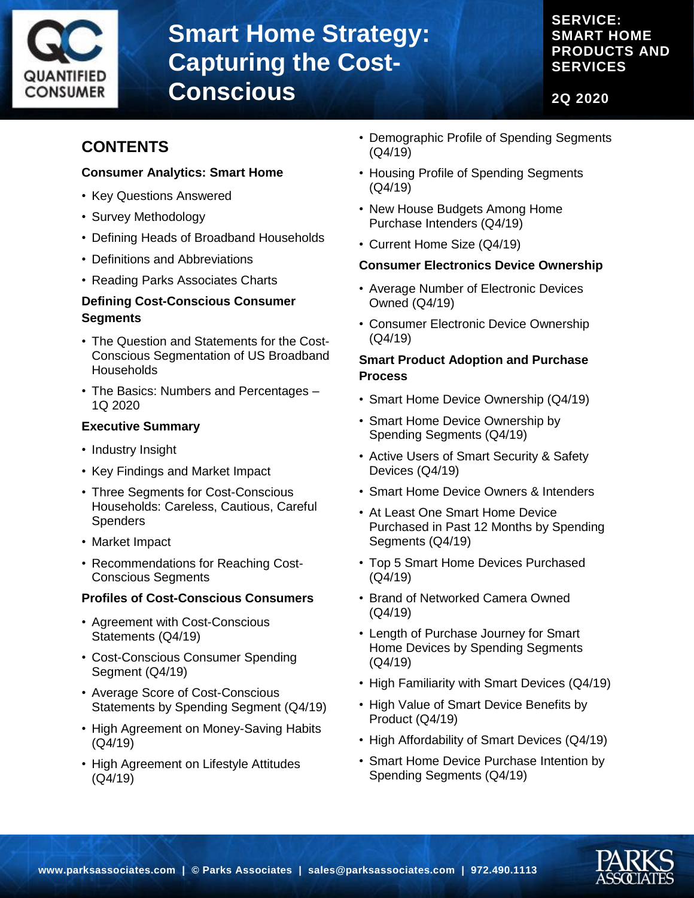# Smart Home Strategy: Capturing the Cost-Conscious

**SERVICE: SMART HOME PRODUCTS AND SERVICES**

**2Q 2020**

## CONTENTS

### Consumer Analytics: Smart Home

- Key Questions Answered
- Survey Methodology
- Defining Heads of Broadband Households
- Definitions and Abbreviations
- Reading Parks Associates Charts

### Defining Cost-Conscious Consumer Segments

- The Question and Statements for the Cost-Conscious Segmentation of US Broadband Households
- The Basics: Numbers and Percentages – 1Q 2020

### Executive Summary

- Industry Insight
- Key Findings and Market Impact
- Three Segments for Cost-Conscious Households: Careless, Cautious, Careful Spenders
- Market Impact
- Recommendations for Reaching Cost-Conscious Segments

### Profiles of Cost-Conscious Consumers

- Agreement with Cost-Conscious Statements (Q4/19)
- Cost-Conscious Consumer Spending Segment (Q4/19)
- Average Score of Cost-Conscious Statements by Spending Segment (Q4/19)
- High Agreement on Money-Saving Habits (Q4/19)
- High Agreement on Lifestyle Attitudes (Q4/19)
- Demographic Profile of Spending Segments (Q4/19)
- Housing Profile of Spending Segments (Q4/19)
- New House Budgets Among Home Purchase Intenders (Q4/19)
- Current Home Size (Q4/19)

### Consumer Electronics Device Ownership

- Average Number of Electronic Devices Owned (Q4/19)
- Consumer Electronic Device Ownership (Q4/19)

### Smart Product Adoption and Purchase Process

- Smart Home Device Ownership (Q4/19)
- Smart Home Device Ownership by Spending Segments (Q4/19)
- Active Users of Smart Security & Safety Devices (Q4/19)
- Smart Home Device Owners & Intenders
- At Least One Smart Home Device Purchased in Past 12 Months by Spending Segments (Q4/19)
- Top 5 Smart Home Devices Purchased (Q4/19)
- Brand of Networked Camera Owned (Q4/19)
- Length of Purchase Journey for Smart Home Devices by Spending Segments (Q4/19)
- High Familiarity with Smart Devices (Q4/19)
- High Value of Smart Device Benefits by Product (Q4/19)
- High Affordability of Smart Devices (Q4/19)
- Smart Home Device Purchase Intention by Spending Segments (Q4/19)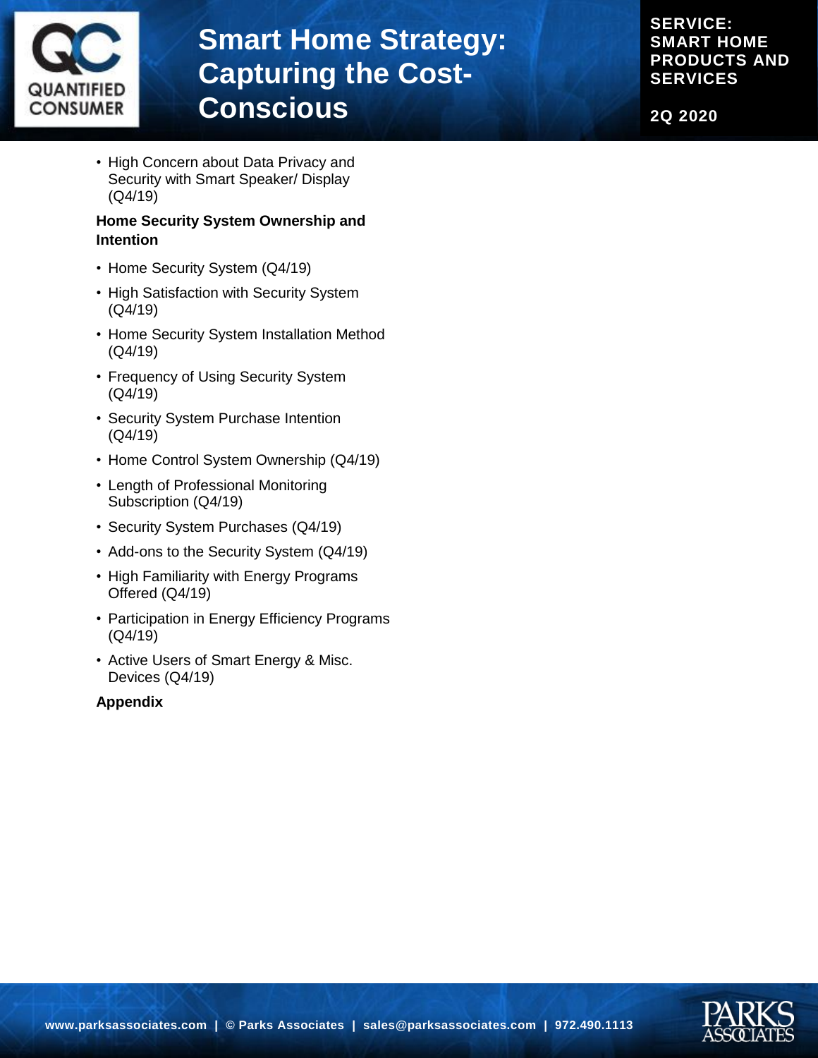- High Concern about Data Privacy and Security with Smart Speaker/ Display (Q4/19)

**Home Security System Ownership and Intention**

- Home Security System (Q4/19)
- High Satisfaction with Security System (Q4/19)
- Home Security System Installation Method (Q4/19)
- Frequency of Using Security System (Q4/19)
- Security System Purchase Intention (Q4/19)
- Home Control System Ownership (Q4/19)
- Length of Professional Monitoring Subscription (Q4/19)
- Security System Purchases (Q4/19)
- Add-ons to the Security System (Q4/19)
- High Familiarity with Energy Programs Offered (Q4/19)
- Participation in Energy Efficiency Programs (Q4/19)
- Active Users of Smart Energy & Misc. Devices (Q4/19)

**Appendix**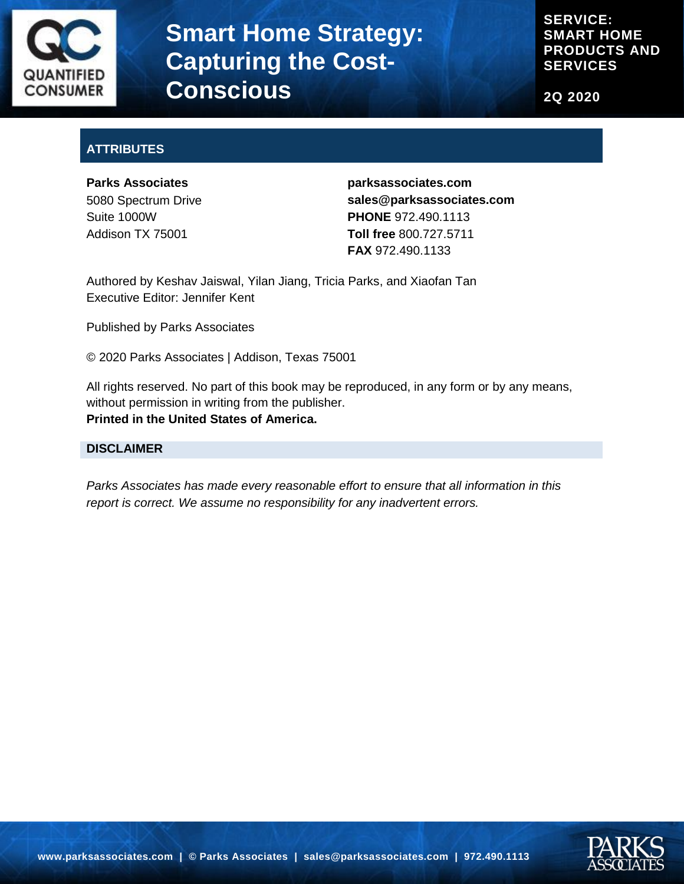QUANTIFIED CONSUMER

# Smart Home Strategy: Capturing the Cost-Conscious

**SERVICE: SMART HOME PRODUCTS AND SERVICES**

**2Q 2020**

## ATTRIBUTES

**Parks Associates**
5080 Spectrum Drive
Suite 1000W
Addison TX 75001

**parksassociates.com**
**sales@parksassociates.com**
**PHONE** 972.490.1113
**Toll free** 800.727.5711
**FAX** 972.490.1133

Authored by Keshav Jaiswal, Yilan Jiang, Tricia Parks, and Xiaofan Tan
Executive Editor: Jennifer Kent

Published by Parks Associates

© 2020 Parks Associates | Addison, Texas 75001

All rights reserved. No part of this book may be reproduced, in any form or by any means, without permission in writing from the publisher.
**Printed in the United States of America.**

## DISCLAIMER

*Parks Associates has made every reasonable effort to ensure that all information in this report is correct. We assume no responsibility for any inadvertent errors.*